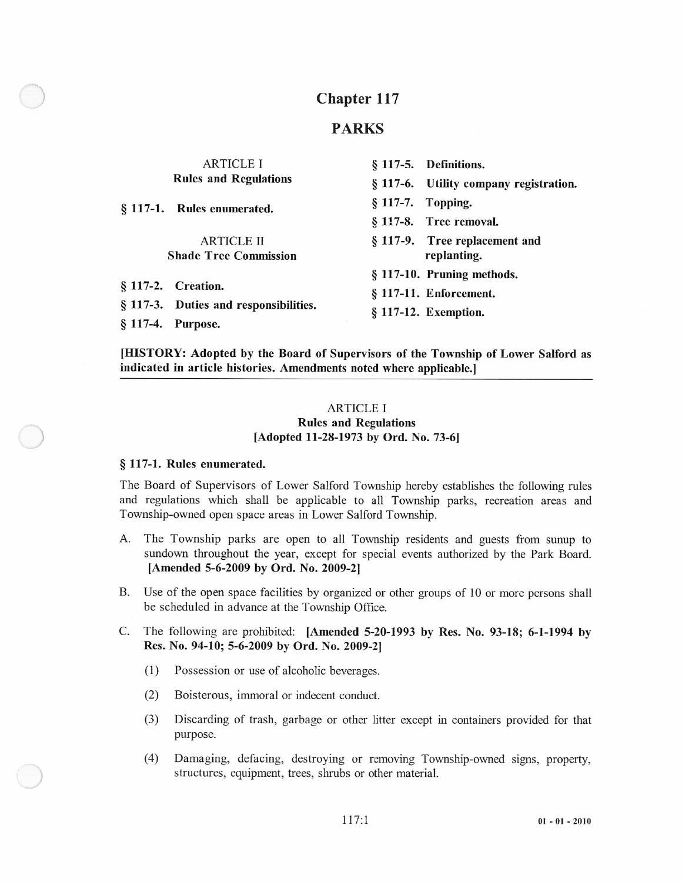# Chapter 117

# PARKS

ARTICLE I
**Rules and Regulations**

**§ 117-1. Rules enumerated.**

ARTICLE II
**Shade Tree Commission**

**§ 117-2. Creation.**

**§ 117-3. Duties and responsibilities.**

**§ 117-4. Purpose.**

**§ 117-5. Definitions.**

**§ 117-6. Utility company registration.**

**§ 117-7. Topping.**

**§ 117-8. Tree removal.**

**§ 117-9. Tree replacement and replanting.**

**§ 117-10. Pruning methods.**

**§ 117-11. Enforcement.**

**§ 117-12. Exemption.**

**[HISTORY: Adopted by the Board of Supervisors of the Township of Lower Salford as indicated in article histories. Amendments noted where applicable.]**

---

## ARTICLE I
## Rules and Regulations
## [Adopted 11-28-1973 by Ord. No. 73-6]

### § 117-1. Rules enumerated.

The Board of Supervisors of Lower Salford Township hereby establishes the following rules and regulations which shall be applicable to all Township parks, recreation areas and Township-owned open space areas in Lower Salford Township.

A. The Township parks are open to all Township residents and guests from sunup to sundown throughout the year, except for special events authorized by the Park Board. **[Amended 5-6-2009 by Ord. No. 2009-2]**

B. Use of the open space facilities by organized or other groups of 10 or more persons shall be scheduled in advance at the Township Office.

C. The following are prohibited: **[Amended 5-20-1993 by Res. No. 93-18; 6-1-1994 by Res. No. 94-10; 5-6-2009 by Ord. No. 2009-2]**

(1) Possession or use of alcoholic beverages.

(2) Boisterous, immoral or indecent conduct.

(3) Discarding of trash, garbage or other litter except in containers provided for that purpose.

(4) Damaging, defacing, destroying or removing Township-owned signs, property, structures, equipment, trees, shrubs or other material.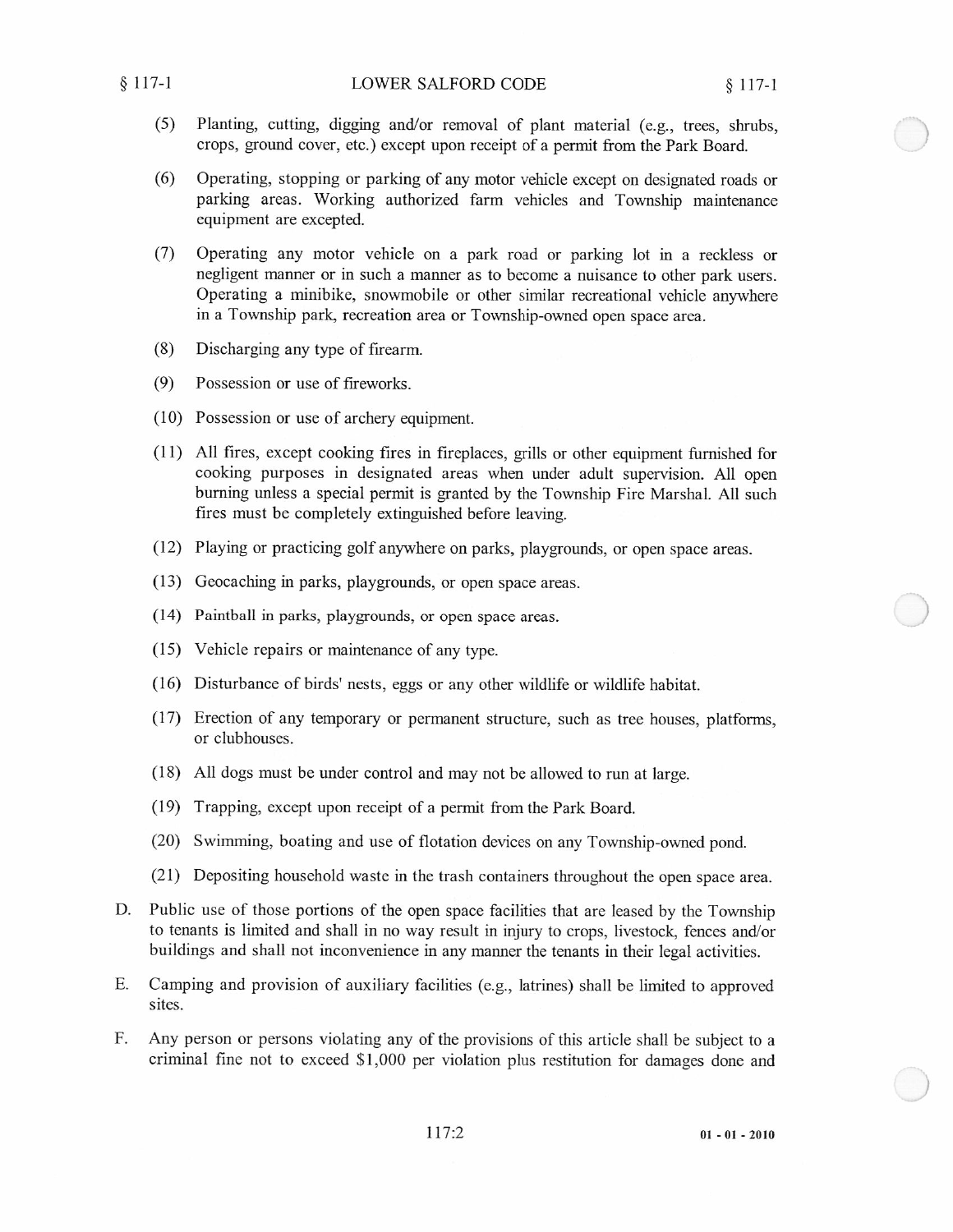(5) Planting, cutting, digging and/or removal of plant material (e.g., trees, shrubs, crops, ground cover, etc.) except upon receipt of a permit from the Park Board.

(6) Operating, stopping or parking of any motor vehicle except on designated roads or parking areas. Working authorized farm vehicles and Township maintenance equipment are excepted.

(7) Operating any motor vehicle on a park road or parking lot in a reckless or negligent manner or in such a manner as to become a nuisance to other park users. Operating a minibike, snowmobile or other similar recreational vehicle anywhere in a Township park, recreation area or Township-owned open space area.

(8) Discharging any type of firearm.

(9) Possession or use of fireworks.

(10) Possession or use of archery equipment.

(11) All fires, except cooking fires in fireplaces, grills or other equipment furnished for cooking purposes in designated areas when under adult supervision. All open burning unless a special permit is granted by the Township Fire Marshal. All such fires must be completely extinguished before leaving.

(12) Playing or practicing golf anywhere on parks, playgrounds, or open space areas.

(13) Geocaching in parks, playgrounds, or open space areas.

(14) Paintball in parks, playgrounds, or open space areas.

(15) Vehicle repairs or maintenance of any type.

(16) Disturbance of birds' nests, eggs or any other wildlife or wildlife habitat.

(17) Erection of any temporary or permanent structure, such as tree houses, platforms, or clubhouses.

(18) All dogs must be under control and may not be allowed to run at large.

(19) Trapping, except upon receipt of a permit from the Park Board.

(20) Swimming, boating and use of flotation devices on any Township-owned pond.

(21) Depositing household waste in the trash containers throughout the open space area.

D. Public use of those portions of the open space facilities that are leased by the Township to tenants is limited and shall in no way result in injury to crops, livestock, fences and/or buildings and shall not inconvenience in any manner the tenants in their legal activities.

E. Camping and provision of auxiliary facilities (e.g., latrines) shall be limited to approved sites.

F. Any person or persons violating any of the provisions of this article shall be subject to a criminal fine not to exceed $1,000 per violation plus restitution for damages done and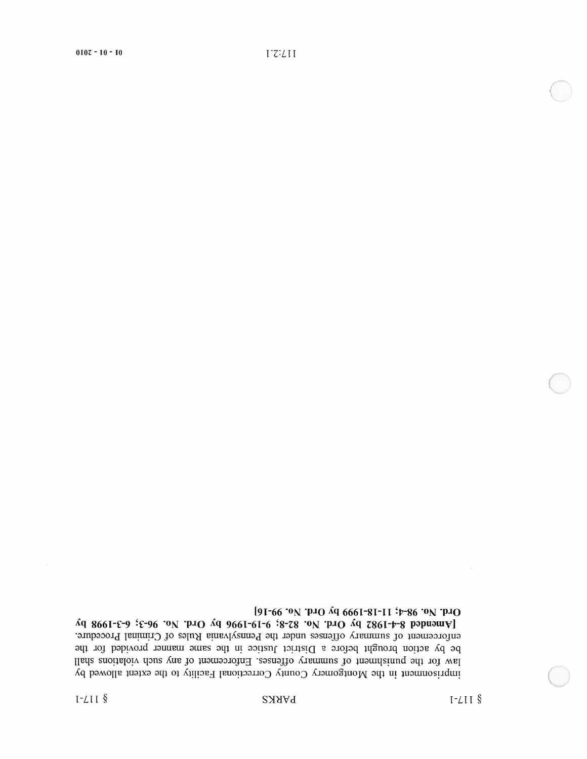imprisonment in the Montgomery County Correctional Facility to the extent allowed by law for the punishment of summary offenses. Enforcement of any such violations shall be by action brought before a District Justice in the same manner provided for the enforcement of summary offenses under the Pennsylvania Rules of Criminal Procedure. **[Amended 8-4-1982 by Ord. No. 82-8; 9-19-1996 by Ord. No. 96-3; 6-3-1998 by Ord. No. 98-4; 11-18-1999 by Ord. No. 99-16]**